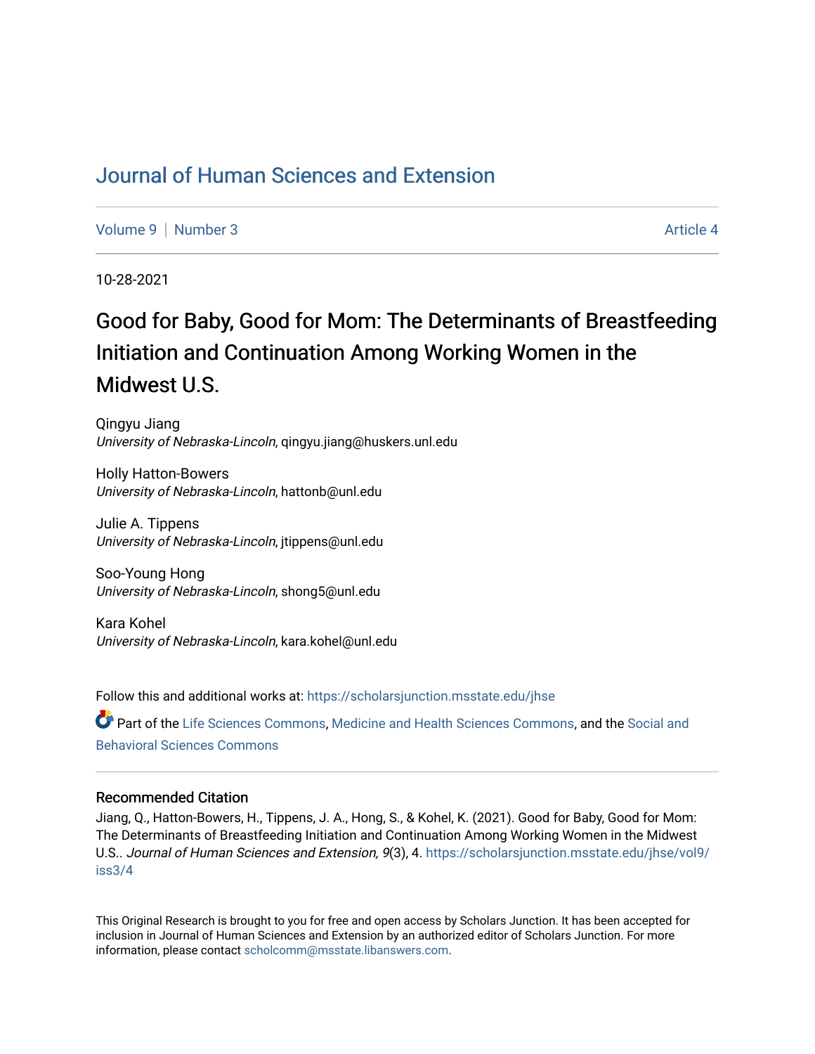# Journal of Human Sciences and Extension

Volume 9 | Number 3 Article 4

10-28-2021

## Good for Baby, Good for Mom: The Determinants of Breastfeeding Initiation and Continuation Among Working Women in the Midwest U.S.

Qingyu Jiang
*University of Nebraska-Lincoln*, qingyu.jiang@huskers.unl.edu

Holly Hatton-Bowers
*University of Nebraska-Lincoln*, hattonb@unl.edu

Julie A. Tippens
*University of Nebraska-Lincoln*, jtippens@unl.edu

Soo-Young Hong
*University of Nebraska-Lincoln*, shong5@unl.edu

Kara Kohel
*University of Nebraska-Lincoln*, kara.kohel@unl.edu

Follow this and additional works at: https://scholarsjunction.msstate.edu/jhse

Part of the Life Sciences Commons, Medicine and Health Sciences Commons, and the Social and Behavioral Sciences Commons

### Recommended Citation

Jiang, Q., Hatton-Bowers, H., Tippens, J. A., Hong, S., & Kohel, K. (2021). Good for Baby, Good for Mom: The Determinants of Breastfeeding Initiation and Continuation Among Working Women in the Midwest U.S.. *Journal of Human Sciences and Extension, 9*(3), 4. https://scholarsjunction.msstate.edu/jhse/vol9/iss3/4

This Original Research is brought to you for free and open access by Scholars Junction. It has been accepted for inclusion in Journal of Human Sciences and Extension by an authorized editor of Scholars Junction. For more information, please contact scholcomm@msstate.libanswers.com.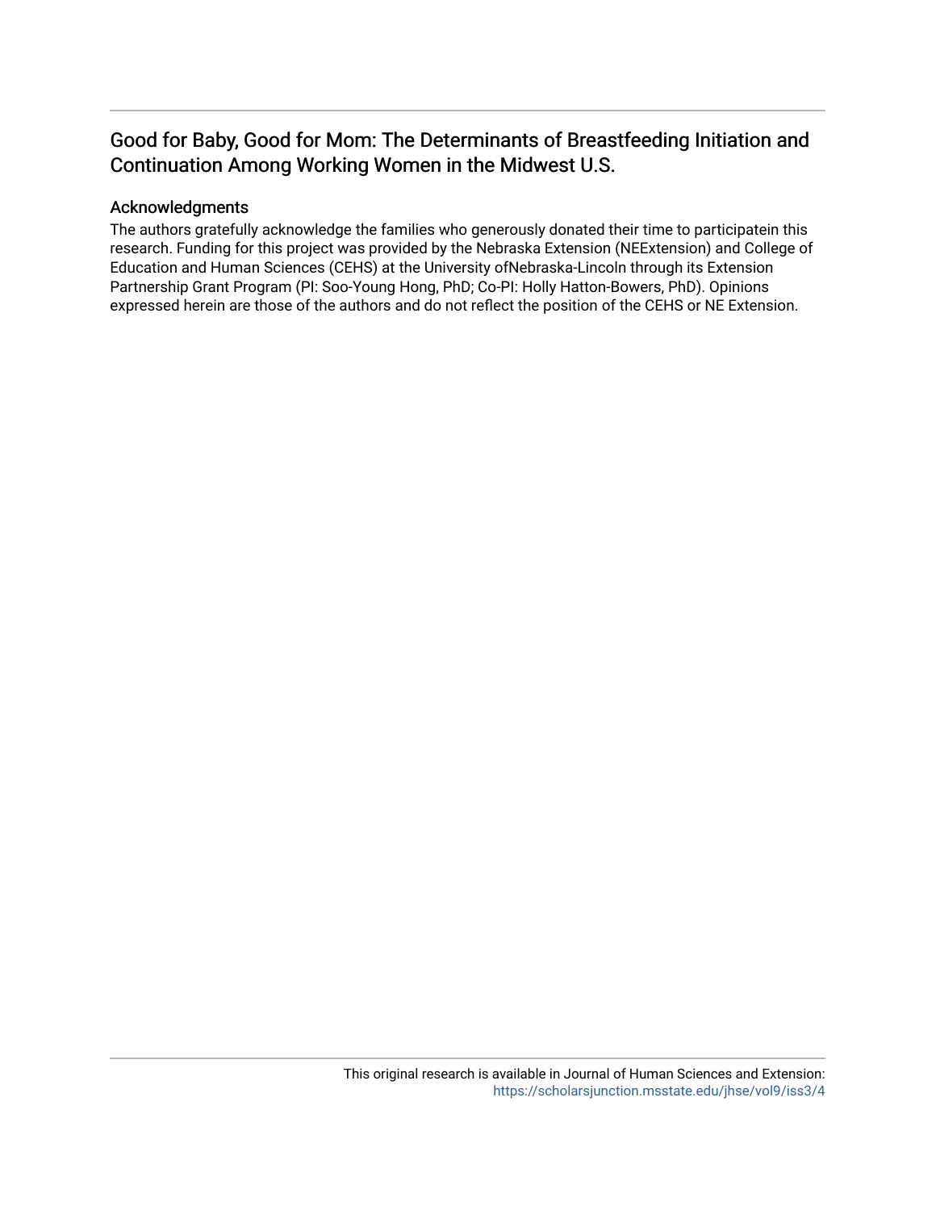# Good for Baby, Good for Mom: The Determinants of Breastfeeding Initiation and Continuation Among Working Women in the Midwest U.S.

## Acknowledgments

The authors gratefully acknowledge the families who generously donated their time to participatein this research. Funding for this project was provided by the Nebraska Extension (NEExtension) and College of Education and Human Sciences (CEHS) at the University ofNebraska-Lincoln through its Extension Partnership Grant Program (PI: Soo-Young Hong, PhD; Co-PI: Holly Hatton-Bowers, PhD). Opinions expressed herein are those of the authors and do not reflect the position of the CEHS or NE Extension.

This original research is available in Journal of Human Sciences and Extension: https://scholarsjunction.msstate.edu/jhse/vol9/iss3/4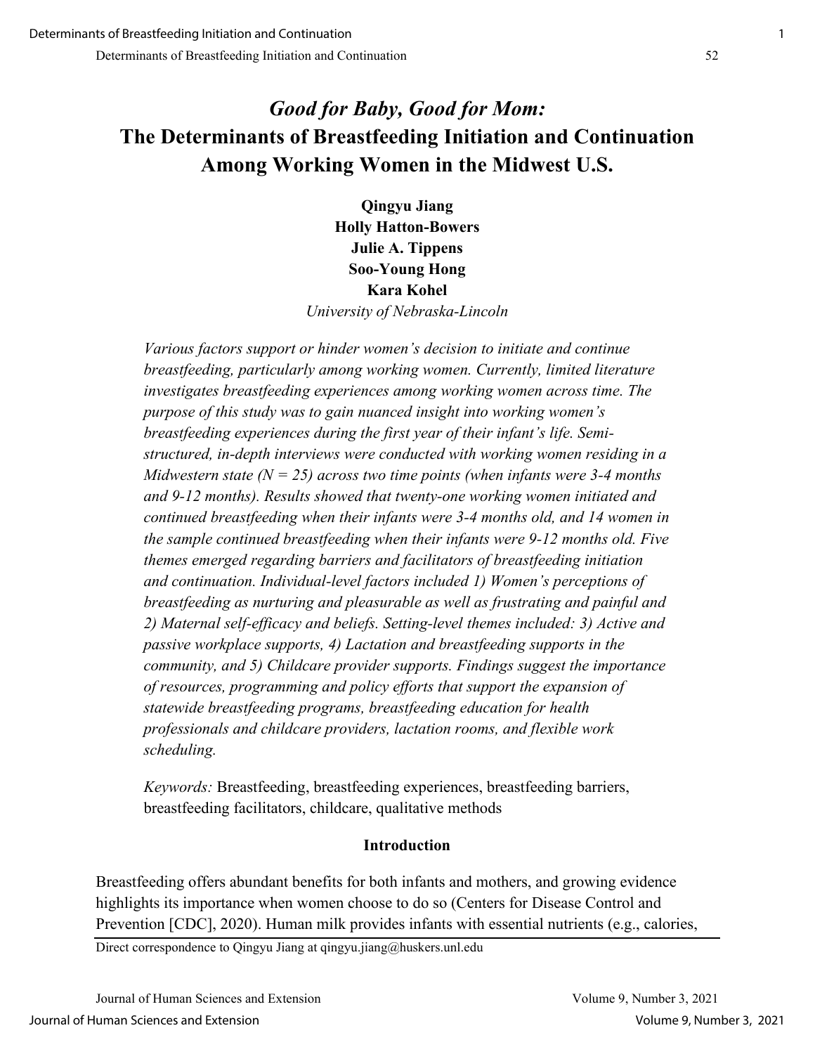# *Good for Baby, Good for Mom:* The Determinants of Breastfeeding Initiation and Continuation Among Working Women in the Midwest U.S.

**Qingyu Jiang**
**Holly Hatton-Bowers**
**Julie A. Tippens**
**Soo-Young Hong**
**Kara Kohel**
*University of Nebraska-Lincoln*

*Various factors support or hinder women's decision to initiate and continue breastfeeding, particularly among working women. Currently, limited literature investigates breastfeeding experiences among working women across time. The purpose of this study was to gain nuanced insight into working women's breastfeeding experiences during the first year of their infant's life. Semi-structured, in-depth interviews were conducted with working women residing in a Midwestern state (N = 25) across two time points (when infants were 3-4 months and 9-12 months). Results showed that twenty-one working women initiated and continued breastfeeding when their infants were 3-4 months old, and 14 women in the sample continued breastfeeding when their infants were 9-12 months old. Five themes emerged regarding barriers and facilitators of breastfeeding initiation and continuation. Individual-level factors included 1) Women's perceptions of breastfeeding as nurturing and pleasurable as well as frustrating and painful and 2) Maternal self-efficacy and beliefs. Setting-level themes included: 3) Active and passive workplace supports, 4) Lactation and breastfeeding supports in the community, and 5) Childcare provider supports. Findings suggest the importance of resources, programming and policy efforts that support the expansion of statewide breastfeeding programs, breastfeeding education for health professionals and childcare providers, lactation rooms, and flexible work scheduling.*

*Keywords:* Breastfeeding, breastfeeding experiences, breastfeeding barriers, breastfeeding facilitators, childcare, qualitative methods

## Introduction

Breastfeeding offers abundant benefits for both infants and mothers, and growing evidence highlights its importance when women choose to do so (Centers for Disease Control and Prevention [CDC], 2020). Human milk provides infants with essential nutrients (e.g., calories,

Direct correspondence to Qingyu Jiang at qingyu.jiang@huskers.unl.edu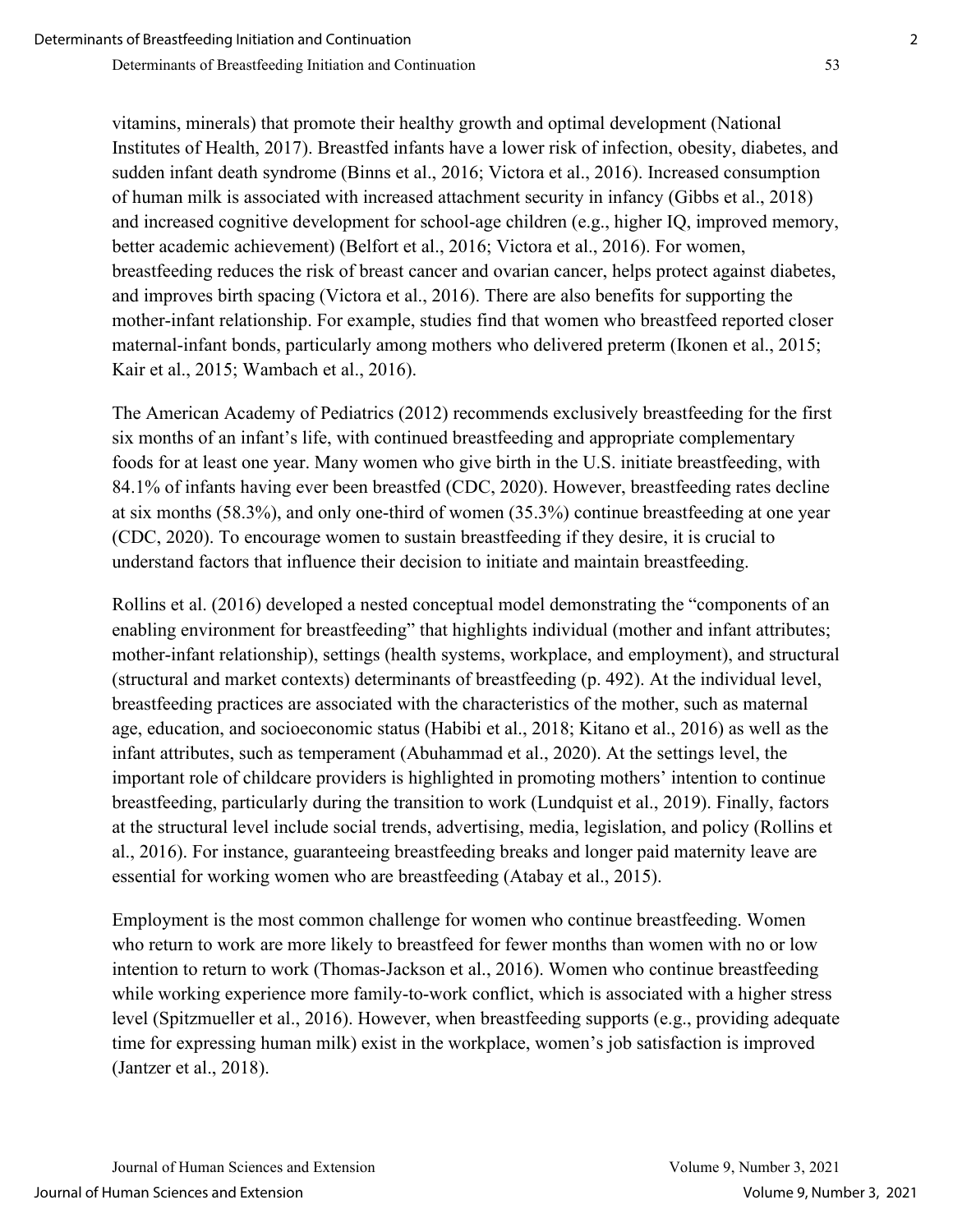vitamins, minerals) that promote their healthy growth and optimal development (National Institutes of Health, 2017). Breastfed infants have a lower risk of infection, obesity, diabetes, and sudden infant death syndrome (Binns et al., 2016; Victora et al., 2016). Increased consumption of human milk is associated with increased attachment security in infancy (Gibbs et al., 2018) and increased cognitive development for school-age children (e.g., higher IQ, improved memory, better academic achievement) (Belfort et al., 2016; Victora et al., 2016). For women, breastfeeding reduces the risk of breast cancer and ovarian cancer, helps protect against diabetes, and improves birth spacing (Victora et al., 2016). There are also benefits for supporting the mother-infant relationship. For example, studies find that women who breastfeed reported closer maternal-infant bonds, particularly among mothers who delivered preterm (Ikonen et al., 2015; Kair et al., 2015; Wambach et al., 2016).

The American Academy of Pediatrics (2012) recommends exclusively breastfeeding for the first six months of an infant's life, with continued breastfeeding and appropriate complementary foods for at least one year. Many women who give birth in the U.S. initiate breastfeeding, with 84.1% of infants having ever been breastfed (CDC, 2020). However, breastfeeding rates decline at six months (58.3%), and only one-third of women (35.3%) continue breastfeeding at one year (CDC, 2020). To encourage women to sustain breastfeeding if they desire, it is crucial to understand factors that influence their decision to initiate and maintain breastfeeding.

Rollins et al. (2016) developed a nested conceptual model demonstrating the "components of an enabling environment for breastfeeding" that highlights individual (mother and infant attributes; mother-infant relationship), settings (health systems, workplace, and employment), and structural (structural and market contexts) determinants of breastfeeding (p. 492). At the individual level, breastfeeding practices are associated with the characteristics of the mother, such as maternal age, education, and socioeconomic status (Habibi et al., 2018; Kitano et al., 2016) as well as the infant attributes, such as temperament (Abuhammad et al., 2020). At the settings level, the important role of childcare providers is highlighted in promoting mothers' intention to continue breastfeeding, particularly during the transition to work (Lundquist et al., 2019). Finally, factors at the structural level include social trends, advertising, media, legislation, and policy (Rollins et al., 2016). For instance, guaranteeing breastfeeding breaks and longer paid maternity leave are essential for working women who are breastfeeding (Atabay et al., 2015).

Employment is the most common challenge for women who continue breastfeeding. Women who return to work are more likely to breastfeed for fewer months than women with no or low intention to return to work (Thomas-Jackson et al., 2016). Women who continue breastfeeding while working experience more family-to-work conflict, which is associated with a higher stress level (Spitzmueller et al., 2016). However, when breastfeeding supports (e.g., providing adequate time for expressing human milk) exist in the workplace, women's job satisfaction is improved (Jantzer et al., 2018).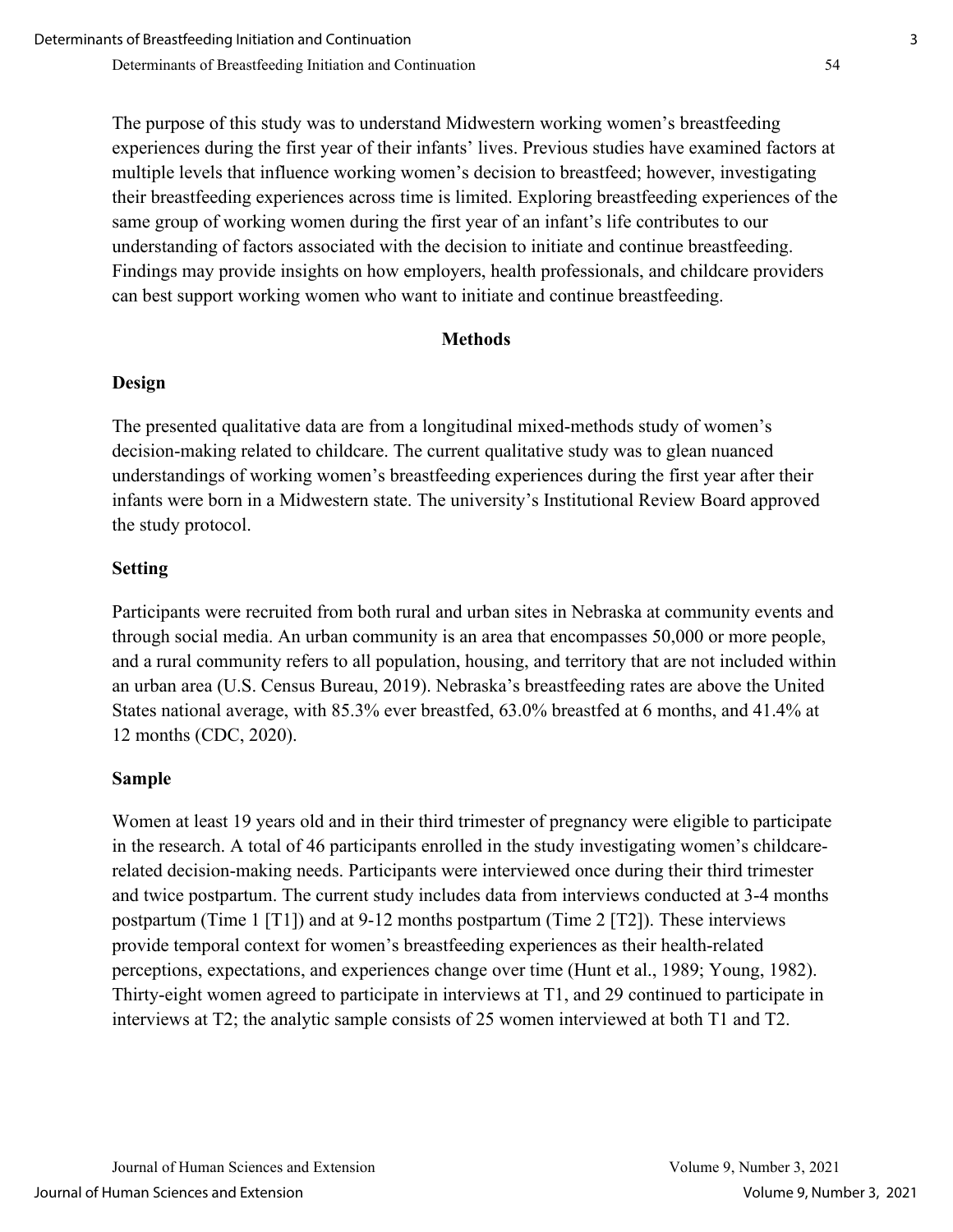The purpose of this study was to understand Midwestern working women's breastfeeding experiences during the first year of their infants' lives. Previous studies have examined factors at multiple levels that influence working women's decision to breastfeed; however, investigating their breastfeeding experiences across time is limited. Exploring breastfeeding experiences of the same group of working women during the first year of an infant's life contributes to our understanding of factors associated with the decision to initiate and continue breastfeeding. Findings may provide insights on how employers, health professionals, and childcare providers can best support working women who want to initiate and continue breastfeeding.

## Methods

### Design

The presented qualitative data are from a longitudinal mixed-methods study of women's decision-making related to childcare. The current qualitative study was to glean nuanced understandings of working women's breastfeeding experiences during the first year after their infants were born in a Midwestern state. The university's Institutional Review Board approved the study protocol.

### Setting

Participants were recruited from both rural and urban sites in Nebraska at community events and through social media. An urban community is an area that encompasses 50,000 or more people, and a rural community refers to all population, housing, and territory that are not included within an urban area (U.S. Census Bureau, 2019). Nebraska's breastfeeding rates are above the United States national average, with 85.3% ever breastfed, 63.0% breastfed at 6 months, and 41.4% at 12 months (CDC, 2020).

### Sample

Women at least 19 years old and in their third trimester of pregnancy were eligible to participate in the research. A total of 46 participants enrolled in the study investigating women's childcare-related decision-making needs. Participants were interviewed once during their third trimester and twice postpartum. The current study includes data from interviews conducted at 3-4 months postpartum (Time 1 [T1]) and at 9-12 months postpartum (Time 2 [T2]). These interviews provide temporal context for women's breastfeeding experiences as their health-related perceptions, expectations, and experiences change over time (Hunt et al., 1989; Young, 1982). Thirty-eight women agreed to participate in interviews at T1, and 29 continued to participate in interviews at T2; the analytic sample consists of 25 women interviewed at both T1 and T2.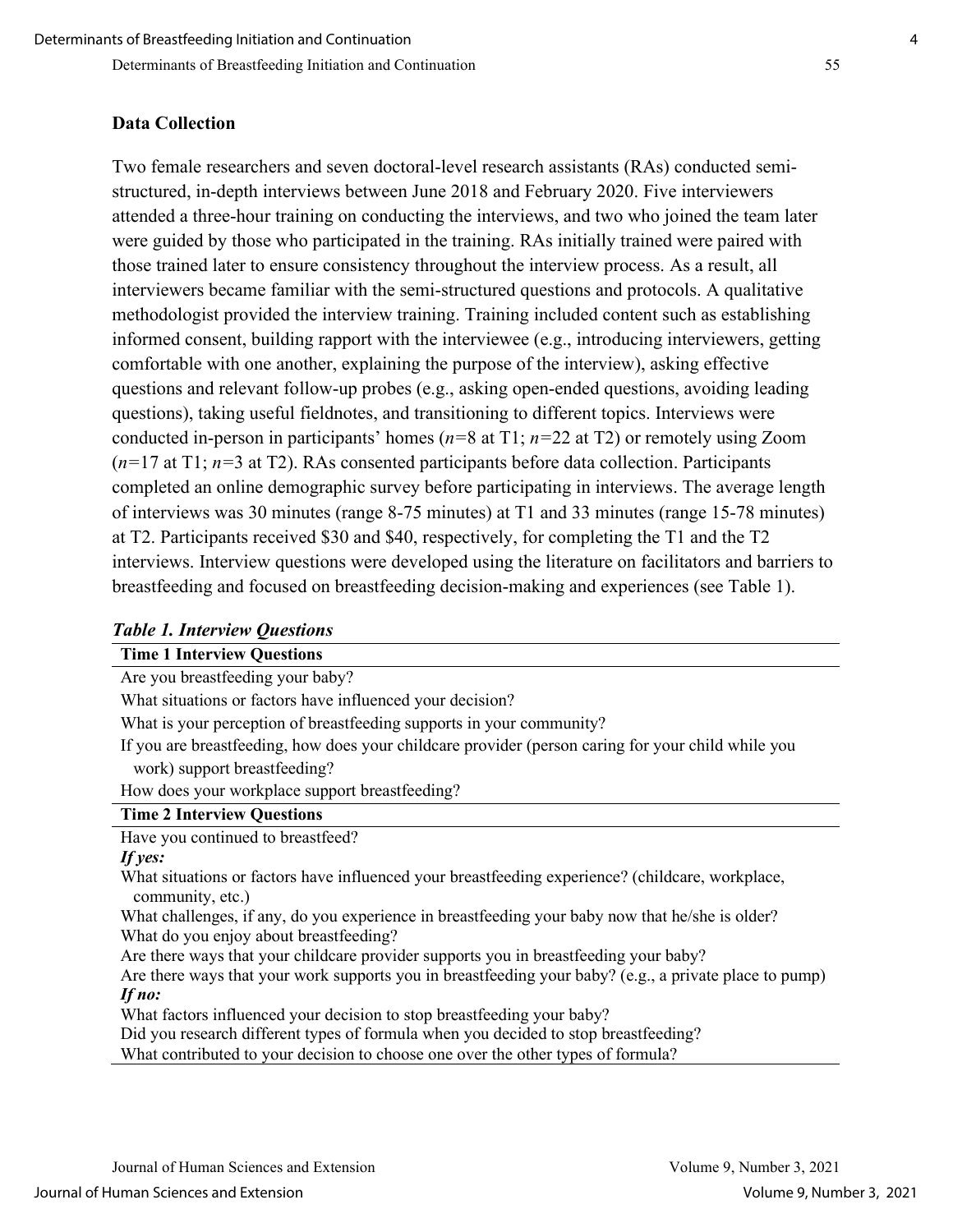### Data Collection

Two female researchers and seven doctoral-level research assistants (RAs) conducted semi-structured, in-depth interviews between June 2018 and February 2020. Five interviewers attended a three-hour training on conducting the interviews, and two who joined the team later were guided by those who participated in the training. RAs initially trained were paired with those trained later to ensure consistency throughout the interview process. As a result, all interviewers became familiar with the semi-structured questions and protocols. A qualitative methodologist provided the interview training. Training included content such as establishing informed consent, building rapport with the interviewee (e.g., introducing interviewers, getting comfortable with one another, explaining the purpose of the interview), asking effective questions and relevant follow-up probes (e.g., asking open-ended questions, avoiding leading questions), taking useful fieldnotes, and transitioning to different topics. Interviews were conducted in-person in participants' homes ($n$=8 at T1; $n$=22 at T2) or remotely using Zoom ($n$=17 at T1; $n$=3 at T2). RAs consented participants before data collection. Participants completed an online demographic survey before participating in interviews. The average length of interviews was 30 minutes (range 8-75 minutes) at T1 and 33 minutes (range 15-78 minutes) at T2. Participants received $30 and $40, respectively, for completing the T1 and the T2 interviews. Interview questions were developed using the literature on facilitators and barriers to breastfeeding and focused on breastfeeding decision-making and experiences (see Table 1).

***Table 1. Interview Questions***

| **Time 1 Interview Questions** |
|---|
| Are you breastfeeding your baby? |
| What situations or factors have influenced your decision? |
| What is your perception of breastfeeding supports in your community? |
| If you are breastfeeding, how does your childcare provider (person caring for your child while you work) support breastfeeding? |
| How does your workplace support breastfeeding? |
| **Time 2 Interview Questions** |
| Have you continued to breastfeed? |
| ***If yes:*** |
| What situations or factors have influenced your breastfeeding experience? (childcare, workplace, community, etc.) |
| What challenges, if any, do you experience in breastfeeding your baby now that he/she is older? |
| What do you enjoy about breastfeeding? |
| Are there ways that your childcare provider supports you in breastfeeding your baby? |
| Are there ways that your work supports you in breastfeeding your baby? (e.g., a private place to pump) |
| ***If no:*** |
| What factors influenced your decision to stop breastfeeding your baby? |
| Did you research different types of formula when you decided to stop breastfeeding? |
| What contributed to your decision to choose one over the other types of formula? |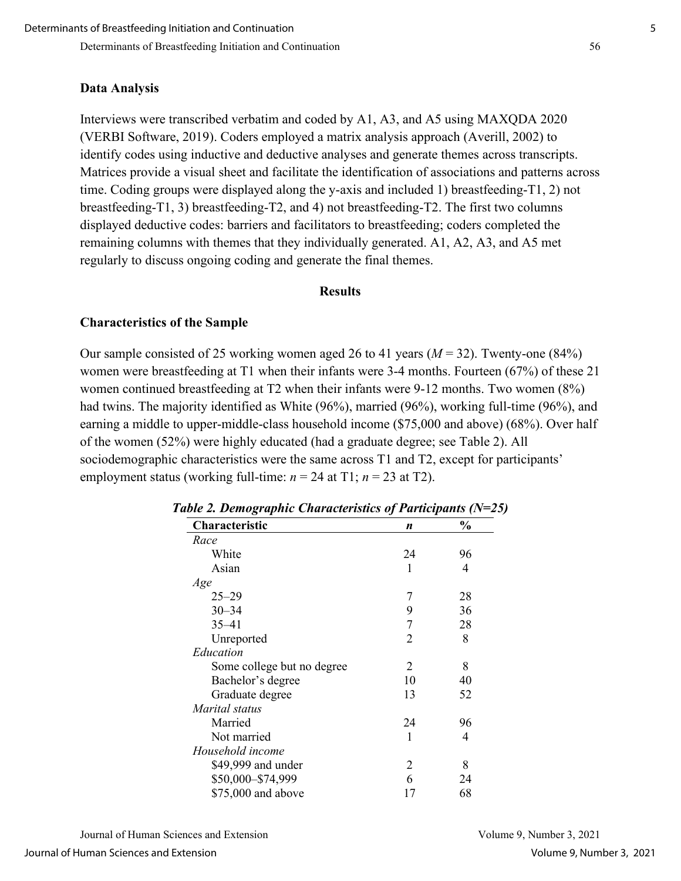## Data Analysis

Interviews were transcribed verbatim and coded by A1, A3, and A5 using MAXQDA 2020 (VERBI Software, 2019). Coders employed a matrix analysis approach (Averill, 2002) to identify codes using inductive and deductive analyses and generate themes across transcripts. Matrices provide a visual sheet and facilitate the identification of associations and patterns across time. Coding groups were displayed along the y-axis and included 1) breastfeeding-T1, 2) not breastfeeding-T1, 3) breastfeeding-T2, and 4) not breastfeeding-T2. The first two columns displayed deductive codes: barriers and facilitators to breastfeeding; coders completed the remaining columns with themes that they individually generated. A1, A2, A3, and A5 met regularly to discuss ongoing coding and generate the final themes.

# Results

## Characteristics of the Sample

Our sample consisted of 25 working women aged 26 to 41 years ($M = 32$). Twenty-one (84%) women were breastfeeding at T1 when their infants were 3-4 months. Fourteen (67%) of these 21 women continued breastfeeding at T2 when their infants were 9-12 months. Two women (8%) had twins. The majority identified as White (96%), married (96%), working full-time (96%), and earning a middle to upper-middle-class household income ($75,000 and above) (68%). Over half of the women (52%) were highly educated (had a graduate degree; see Table 2). All sociodemographic characteristics were the same across T1 and T2, except for participants' employment status (working full-time: $n = 24$ at T1; $n = 23$ at T2).

***Table 2. Demographic Characteristics of Participants (N=25)***

| Characteristic | *n* | % |
|---|---|---|
| *Race* | | |
| White | 24 | 96 |
| Asian | 1 | 4 |
| *Age* | | |
| 25–29 | 7 | 28 |
| 30–34 | 9 | 36 |
| 35–41 | 7 | 28 |
| Unreported | 2 | 8 |
| *Education* | | |
| Some college but no degree | 2 | 8 |
| Bachelor's degree | 10 | 40 |
| Graduate degree | 13 | 52 |
| *Marital status* | | |
| Married | 24 | 96 |
| Not married | 1 | 4 |
| *Household income* | | |
| $49,999 and under | 2 | 8 |
| $50,000–$74,999 | 6 | 24 |
| $75,000 and above | 17 | 68 |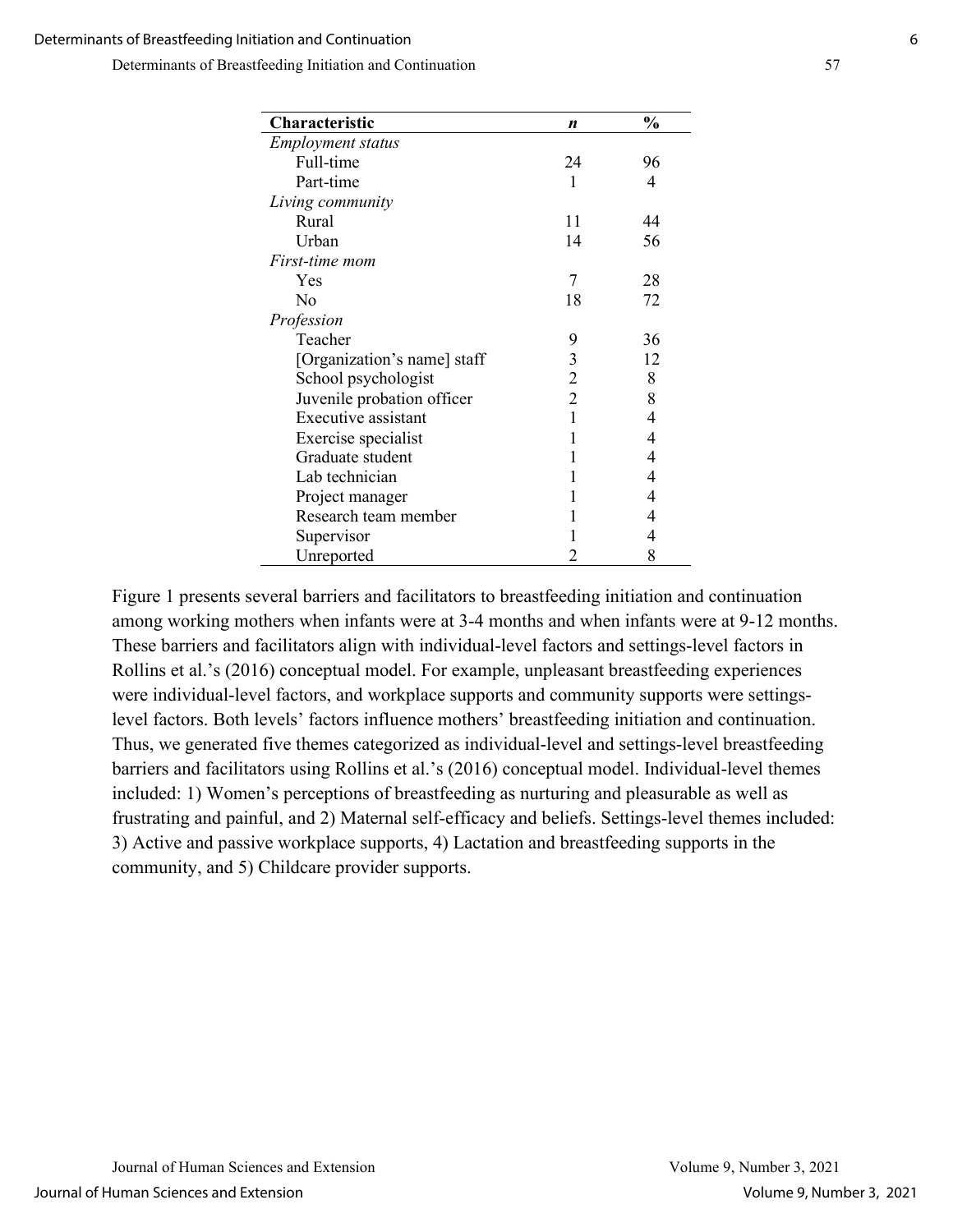| **Characteristic** | ***n*** | **%** |
|---|---|---|
| *Employment status* | | |
| Full-time | 24 | 96 |
| Part-time | 1 | 4 |
| *Living community* | | |
| Rural | 11 | 44 |
| Urban | 14 | 56 |
| *First-time mom* | | |
| Yes | 7 | 28 |
| No | 18 | 72 |
| *Profession* | | |
| Teacher | 9 | 36 |
| [Organization's name] staff | 3 | 12 |
| School psychologist | 2 | 8 |
| Juvenile probation officer | 2 | 8 |
| Executive assistant | 1 | 4 |
| Exercise specialist | 1 | 4 |
| Graduate student | 1 | 4 |
| Lab technician | 1 | 4 |
| Project manager | 1 | 4 |
| Research team member | 1 | 4 |
| Supervisor | 1 | 4 |
| Unreported | 2 | 8 |

Figure 1 presents several barriers and facilitators to breastfeeding initiation and continuation among working mothers when infants were at 3-4 months and when infants were at 9-12 months. These barriers and facilitators align with individual-level factors and settings-level factors in Rollins et al.'s (2016) conceptual model. For example, unpleasant breastfeeding experiences were individual-level factors, and workplace supports and community supports were settings-level factors. Both levels' factors influence mothers' breastfeeding initiation and continuation. Thus, we generated five themes categorized as individual-level and settings-level breastfeeding barriers and facilitators using Rollins et al.'s (2016) conceptual model. Individual-level themes included: 1) Women's perceptions of breastfeeding as nurturing and pleasurable as well as frustrating and painful, and 2) Maternal self-efficacy and beliefs. Settings-level themes included: 3) Active and passive workplace supports, 4) Lactation and breastfeeding supports in the community, and 5) Childcare provider supports.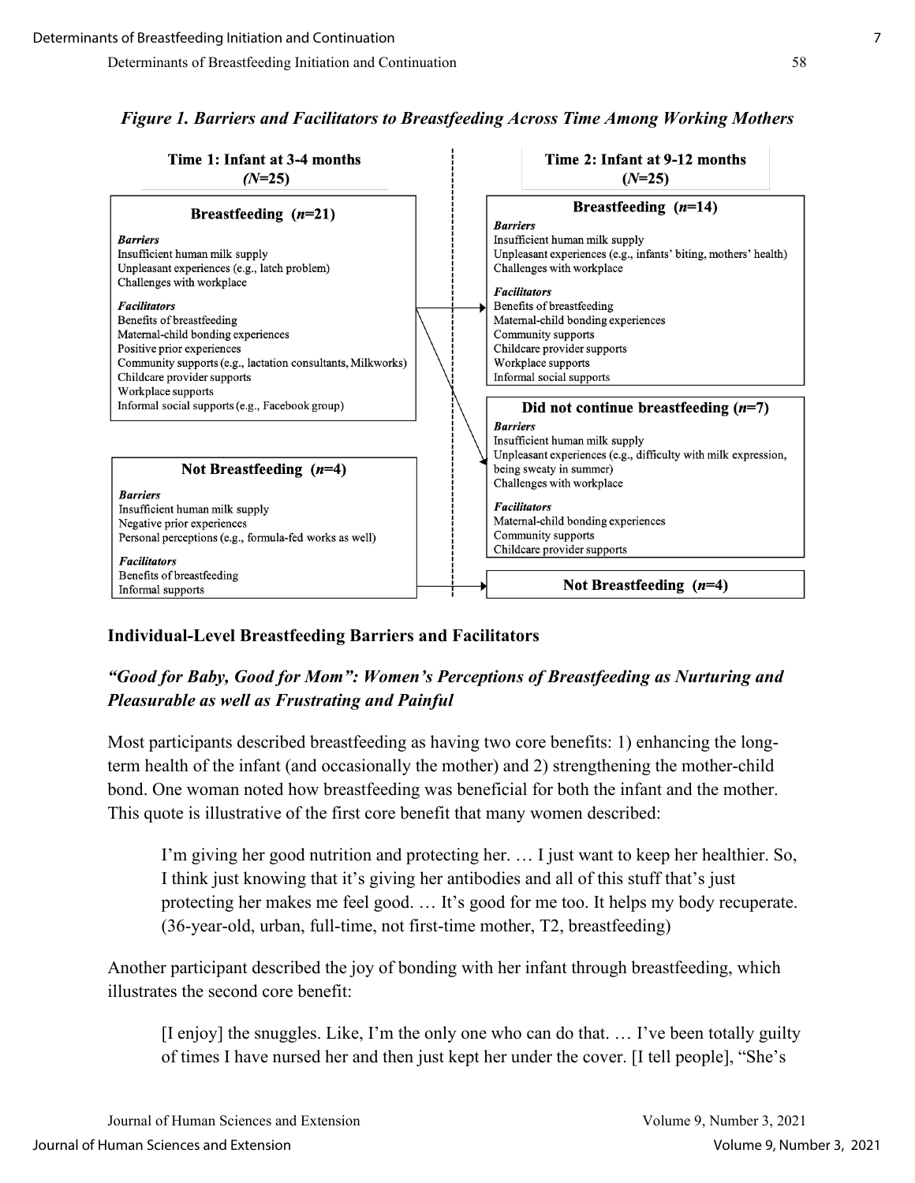*Figure 1. Barriers and Facilitators to Breastfeeding Across Time Among Working Mothers*

**Time 1: Infant at 3-4 months (*N*=25)**

**Breastfeeding (*n*=21)**

***Barriers***
Insufficient human milk supply
Unpleasant experiences (e.g., latch problem)
Challenges with workplace

***Facilitators***
Benefits of breastfeeding
Maternal-child bonding experiences
Positive prior experiences
Community supports (e.g., lactation consultants, Milkworks)
Childcare provider supports
Workplace supports
Informal social supports (e.g., Facebook group)

**Not Breastfeeding (*n*=4)**

***Barriers***
Insufficient human milk supply
Negative prior experiences
Personal perceptions (e.g., formula-fed works as well)

***Facilitators***
Benefits of breastfeeding
Informal supports

**Time 2: Infant at 9-12 months (*N*=25)**

**Breastfeeding (*n*=14)**

***Barriers***
Insufficient human milk supply
Unpleasant experiences (e.g., infants' biting, mothers' health)
Challenges with workplace

***Facilitators***
Benefits of breastfeeding
Maternal-child bonding experiences
Community supports
Childcare provider supports
Workplace supports
Informal social supports

**Did not continue breastfeeding (*n*=7)**

***Barriers***
Insufficient human milk supply
Unpleasant experiences (e.g., difficulty with milk expression, being sweaty in summer)
Challenges with workplace

***Facilitators***
Maternal-child bonding experiences
Community supports
Childcare provider supports

**Not Breastfeeding (*n*=4)**

## Individual-Level Breastfeeding Barriers and Facilitators

### *"Good for Baby, Good for Mom": Women's Perceptions of Breastfeeding as Nurturing and Pleasurable as well as Frustrating and Painful*

Most participants described breastfeeding as having two core benefits: 1) enhancing the long-term health of the infant (and occasionally the mother) and 2) strengthening the mother-child bond. One woman noted how breastfeeding was beneficial for both the infant and the mother. This quote is illustrative of the first core benefit that many women described:

> I'm giving her good nutrition and protecting her. … I just want to keep her healthier. So, I think just knowing that it's giving her antibodies and all of this stuff that's just protecting her makes me feel good. … It's good for me too. It helps my body recuperate. (36-year-old, urban, full-time, not first-time mother, T2, breastfeeding)

Another participant described the joy of bonding with her infant through breastfeeding, which illustrates the second core benefit:

> [I enjoy] the snuggles. Like, I'm the only one who can do that. … I've been totally guilty of times I have nursed her and then just kept her under the cover. [I tell people], "She's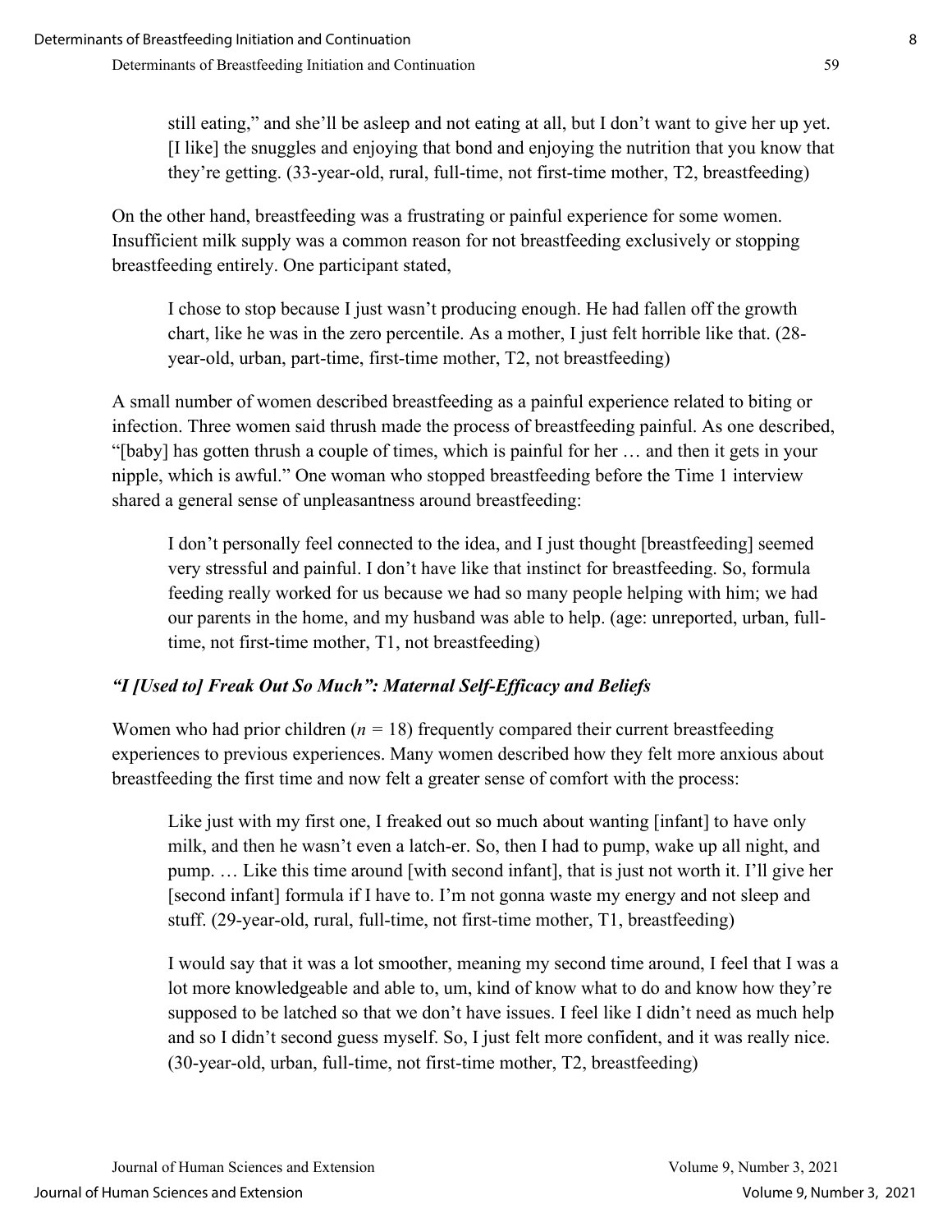> still eating," and she'll be asleep and not eating at all, but I don't want to give her up yet. [I like] the snuggles and enjoying that bond and enjoying the nutrition that you know that they're getting. (33-year-old, rural, full-time, not first-time mother, T2, breastfeeding)

On the other hand, breastfeeding was a frustrating or painful experience for some women. Insufficient milk supply was a common reason for not breastfeeding exclusively or stopping breastfeeding entirely. One participant stated,

> I chose to stop because I just wasn't producing enough. He had fallen off the growth chart, like he was in the zero percentile. As a mother, I just felt horrible like that. (28-year-old, urban, part-time, first-time mother, T2, not breastfeeding)

A small number of women described breastfeeding as a painful experience related to biting or infection. Three women said thrush made the process of breastfeeding painful. As one described, "[baby] has gotten thrush a couple of times, which is painful for her … and then it gets in your nipple, which is awful." One woman who stopped breastfeeding before the Time 1 interview shared a general sense of unpleasantness around breastfeeding:

> I don't personally feel connected to the idea, and I just thought [breastfeeding] seemed very stressful and painful. I don't have like that instinct for breastfeeding. So, formula feeding really worked for us because we had so many people helping with him; we had our parents in the home, and my husband was able to help. (age: unreported, urban, full-time, not first-time mother, T1, not breastfeeding)

### *"I [Used to] Freak Out So Much": Maternal Self-Efficacy and Beliefs*

Women who had prior children ($n$ = 18) frequently compared their current breastfeeding experiences to previous experiences. Many women described how they felt more anxious about breastfeeding the first time and now felt a greater sense of comfort with the process:

> Like just with my first one, I freaked out so much about wanting [infant] to have only milk, and then he wasn't even a latch-er. So, then I had to pump, wake up all night, and pump. … Like this time around [with second infant], that is just not worth it. I'll give her [second infant] formula if I have to. I'm not gonna waste my energy and not sleep and stuff. (29-year-old, rural, full-time, not first-time mother, T1, breastfeeding)

> I would say that it was a lot smoother, meaning my second time around, I feel that I was a lot more knowledgeable and able to, um, kind of know what to do and know how they're supposed to be latched so that we don't have issues. I feel like I didn't need as much help and so I didn't second guess myself. So, I just felt more confident, and it was really nice. (30-year-old, urban, full-time, not first-time mother, T2, breastfeeding)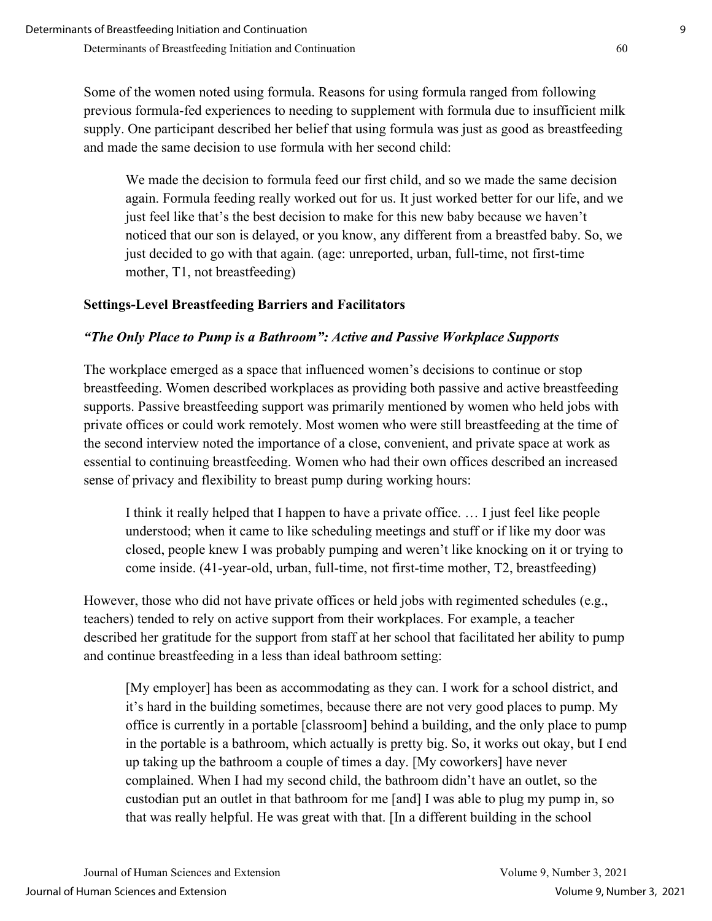Some of the women noted using formula. Reasons for using formula ranged from following previous formula-fed experiences to needing to supplement with formula due to insufficient milk supply. One participant described her belief that using formula was just as good as breastfeeding and made the same decision to use formula with her second child:

> We made the decision to formula feed our first child, and so we made the same decision again. Formula feeding really worked out for us. It just worked better for our life, and we just feel like that's the best decision to make for this new baby because we haven't noticed that our son is delayed, or you know, any different from a breastfed baby. So, we just decided to go with that again. (age: unreported, urban, full-time, not first-time mother, T1, not breastfeeding)

### Settings-Level Breastfeeding Barriers and Facilitators

#### *"The Only Place to Pump is a Bathroom": Active and Passive Workplace Supports*

The workplace emerged as a space that influenced women's decisions to continue or stop breastfeeding. Women described workplaces as providing both passive and active breastfeeding supports. Passive breastfeeding support was primarily mentioned by women who held jobs with private offices or could work remotely. Most women who were still breastfeeding at the time of the second interview noted the importance of a close, convenient, and private space at work as essential to continuing breastfeeding. Women who had their own offices described an increased sense of privacy and flexibility to breast pump during working hours:

> I think it really helped that I happen to have a private office. … I just feel like people understood; when it came to like scheduling meetings and stuff or if like my door was closed, people knew I was probably pumping and weren't like knocking on it or trying to come inside. (41-year-old, urban, full-time, not first-time mother, T2, breastfeeding)

However, those who did not have private offices or held jobs with regimented schedules (e.g., teachers) tended to rely on active support from their workplaces. For example, a teacher described her gratitude for the support from staff at her school that facilitated her ability to pump and continue breastfeeding in a less than ideal bathroom setting:

> [My employer] has been as accommodating as they can. I work for a school district, and it's hard in the building sometimes, because there are not very good places to pump. My office is currently in a portable [classroom] behind a building, and the only place to pump in the portable is a bathroom, which actually is pretty big. So, it works out okay, but I end up taking up the bathroom a couple of times a day. [My coworkers] have never complained. When I had my second child, the bathroom didn't have an outlet, so the custodian put an outlet in that bathroom for me [and] I was able to plug my pump in, so that was really helpful. He was great with that. [In a different building in the school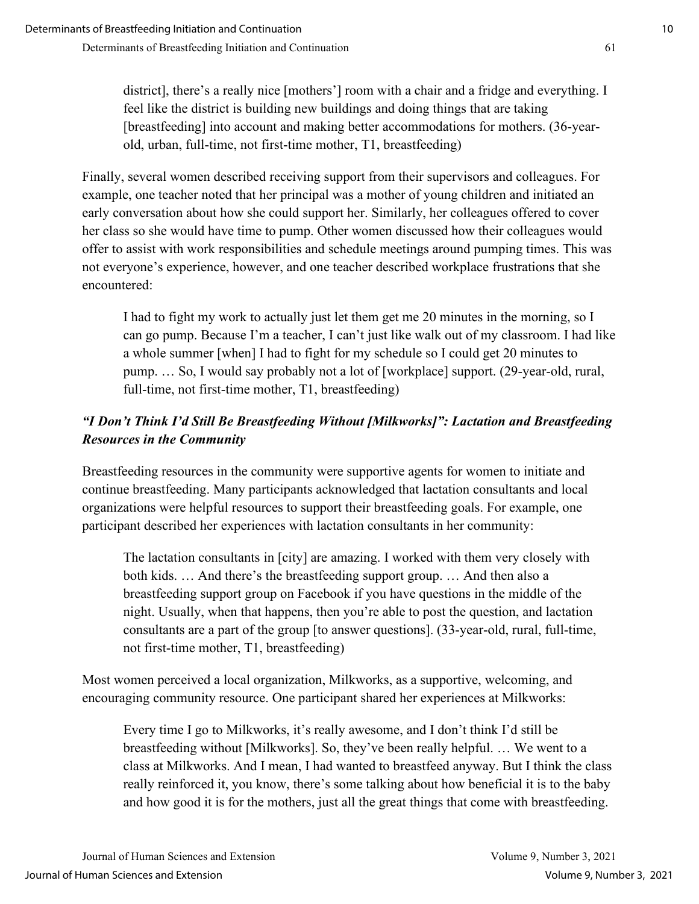> district], there's a really nice [mothers'] room with a chair and a fridge and everything. I feel like the district is building new buildings and doing things that are taking [breastfeeding] into account and making better accommodations for mothers. (36-year-old, urban, full-time, not first-time mother, T1, breastfeeding)

Finally, several women described receiving support from their supervisors and colleagues. For example, one teacher noted that her principal was a mother of young children and initiated an early conversation about how she could support her. Similarly, her colleagues offered to cover her class so she would have time to pump. Other women discussed how their colleagues would offer to assist with work responsibilities and schedule meetings around pumping times. This was not everyone's experience, however, and one teacher described workplace frustrations that she encountered:

> I had to fight my work to actually just let them get me 20 minutes in the morning, so I can go pump. Because I'm a teacher, I can't just like walk out of my classroom. I had like a whole summer [when] I had to fight for my schedule so I could get 20 minutes to pump. … So, I would say probably not a lot of [workplace] support. (29-year-old, rural, full-time, not first-time mother, T1, breastfeeding)

### *"I Don't Think I'd Still Be Breastfeeding Without [Milkworks]": Lactation and Breastfeeding Resources in the Community*

Breastfeeding resources in the community were supportive agents for women to initiate and continue breastfeeding. Many participants acknowledged that lactation consultants and local organizations were helpful resources to support their breastfeeding goals. For example, one participant described her experiences with lactation consultants in her community:

> The lactation consultants in [city] are amazing. I worked with them very closely with both kids. … And there's the breastfeeding support group. … And then also a breastfeeding support group on Facebook if you have questions in the middle of the night. Usually, when that happens, then you're able to post the question, and lactation consultants are a part of the group [to answer questions]. (33-year-old, rural, full-time, not first-time mother, T1, breastfeeding)

Most women perceived a local organization, Milkworks, as a supportive, welcoming, and encouraging community resource. One participant shared her experiences at Milkworks:

> Every time I go to Milkworks, it's really awesome, and I don't think I'd still be breastfeeding without [Milkworks]. So, they've been really helpful. … We went to a class at Milkworks. And I mean, I had wanted to breastfeed anyway. But I think the class really reinforced it, you know, there's some talking about how beneficial it is to the baby and how good it is for the mothers, just all the great things that come with breastfeeding.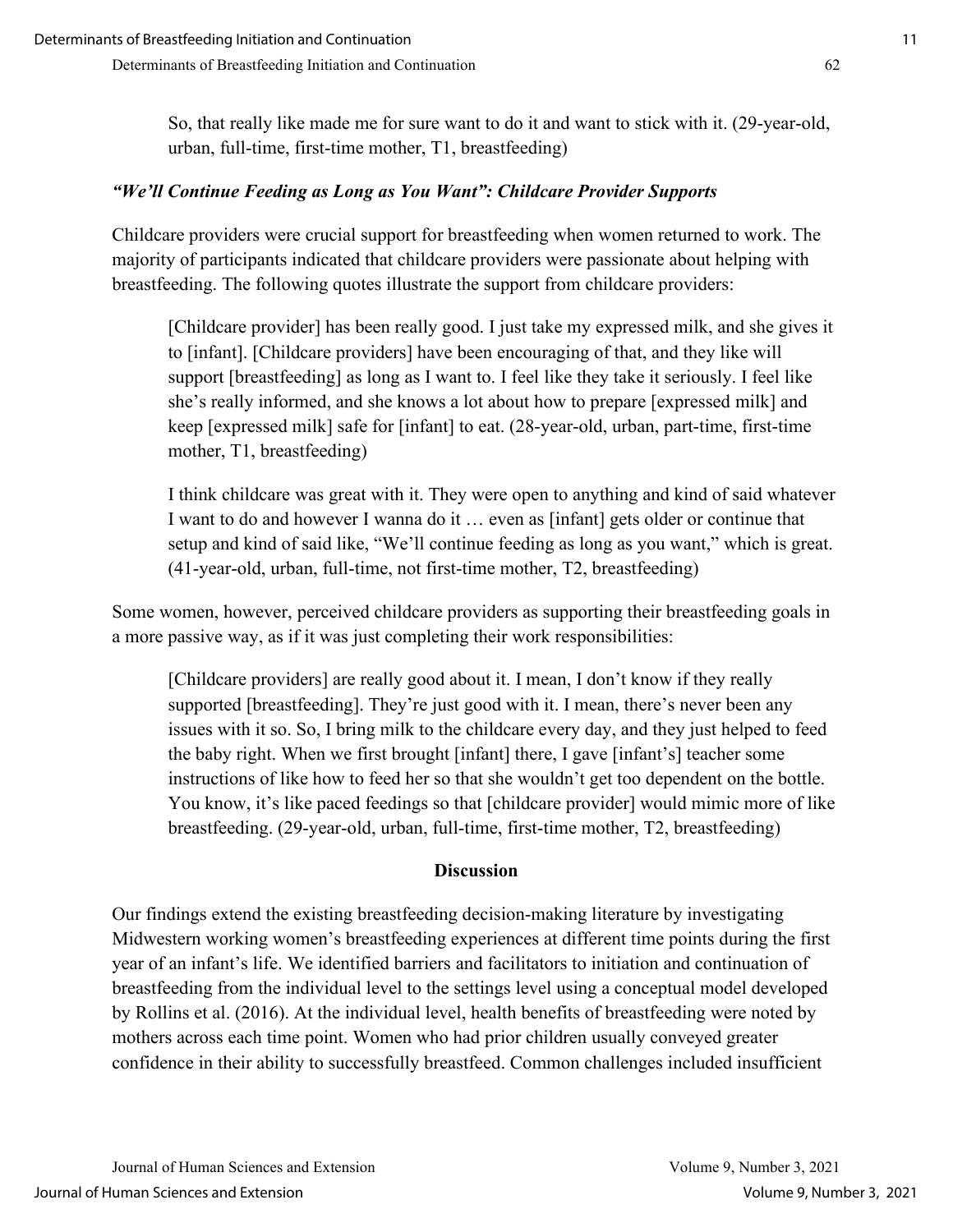> So, that really like made me for sure want to do it and want to stick with it. (29-year-old, urban, full-time, first-time mother, T1, breastfeeding)

### *"We'll Continue Feeding as Long as You Want": Childcare Provider Supports*

Childcare providers were crucial support for breastfeeding when women returned to work. The majority of participants indicated that childcare providers were passionate about helping with breastfeeding. The following quotes illustrate the support from childcare providers:

> [Childcare provider] has been really good. I just take my expressed milk, and she gives it to [infant]. [Childcare providers] have been encouraging of that, and they like will support [breastfeeding] as long as I want to. I feel like they take it seriously. I feel like she's really informed, and she knows a lot about how to prepare [expressed milk] and keep [expressed milk] safe for [infant] to eat. (28-year-old, urban, part-time, first-time mother, T1, breastfeeding)

> I think childcare was great with it. They were open to anything and kind of said whatever I want to do and however I wanna do it … even as [infant] gets older or continue that setup and kind of said like, "We'll continue feeding as long as you want," which is great. (41-year-old, urban, full-time, not first-time mother, T2, breastfeeding)

Some women, however, perceived childcare providers as supporting their breastfeeding goals in a more passive way, as if it was just completing their work responsibilities:

> [Childcare providers] are really good about it. I mean, I don't know if they really supported [breastfeeding]. They're just good with it. I mean, there's never been any issues with it so. So, I bring milk to the childcare every day, and they just helped to feed the baby right. When we first brought [infant] there, I gave [infant's] teacher some instructions of like how to feed her so that she wouldn't get too dependent on the bottle. You know, it's like paced feedings so that [childcare provider] would mimic more of like breastfeeding. (29-year-old, urban, full-time, first-time mother, T2, breastfeeding)

## Discussion

Our findings extend the existing breastfeeding decision-making literature by investigating Midwestern working women's breastfeeding experiences at different time points during the first year of an infant's life. We identified barriers and facilitators to initiation and continuation of breastfeeding from the individual level to the settings level using a conceptual model developed by Rollins et al. (2016). At the individual level, health benefits of breastfeeding were noted by mothers across each time point. Women who had prior children usually conveyed greater confidence in their ability to successfully breastfeed. Common challenges included insufficient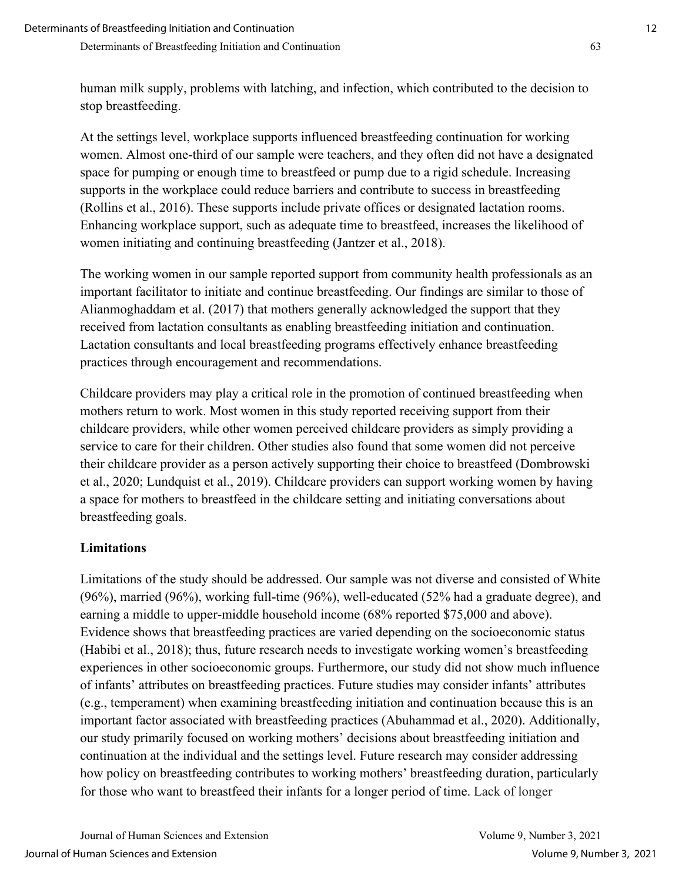human milk supply, problems with latching, and infection, which contributed to the decision to stop breastfeeding.

At the settings level, workplace supports influenced breastfeeding continuation for working women. Almost one-third of our sample were teachers, and they often did not have a designated space for pumping or enough time to breastfeed or pump due to a rigid schedule. Increasing supports in the workplace could reduce barriers and contribute to success in breastfeeding (Rollins et al., 2016). These supports include private offices or designated lactation rooms. Enhancing workplace support, such as adequate time to breastfeed, increases the likelihood of women initiating and continuing breastfeeding (Jantzer et al., 2018).

The working women in our sample reported support from community health professionals as an important facilitator to initiate and continue breastfeeding. Our findings are similar to those of Alianmoghaddam et al. (2017) that mothers generally acknowledged the support that they received from lactation consultants as enabling breastfeeding initiation and continuation. Lactation consultants and local breastfeeding programs effectively enhance breastfeeding practices through encouragement and recommendations.

Childcare providers may play a critical role in the promotion of continued breastfeeding when mothers return to work. Most women in this study reported receiving support from their childcare providers, while other women perceived childcare providers as simply providing a service to care for their children. Other studies also found that some women did not perceive their childcare provider as a person actively supporting their choice to breastfeed (Dombrowski et al., 2020; Lundquist et al., 2019). Childcare providers can support working women by having a space for mothers to breastfeed in the childcare setting and initiating conversations about breastfeeding goals.

### Limitations

Limitations of the study should be addressed. Our sample was not diverse and consisted of White (96%), married (96%), working full-time (96%), well-educated (52% had a graduate degree), and earning a middle to upper-middle household income (68% reported $75,000 and above). Evidence shows that breastfeeding practices are varied depending on the socioeconomic status (Habibi et al., 2018); thus, future research needs to investigate working women's breastfeeding experiences in other socioeconomic groups. Furthermore, our study did not show much influence of infants' attributes on breastfeeding practices. Future studies may consider infants' attributes (e.g., temperament) when examining breastfeeding initiation and continuation because this is an important factor associated with breastfeeding practices (Abuhammad et al., 2020). Additionally, our study primarily focused on working mothers' decisions about breastfeeding initiation and continuation at the individual and the settings level. Future research may consider addressing how policy on breastfeeding contributes to working mothers' breastfeeding duration, particularly for those who want to breastfeed their infants for a longer period of time. Lack of longer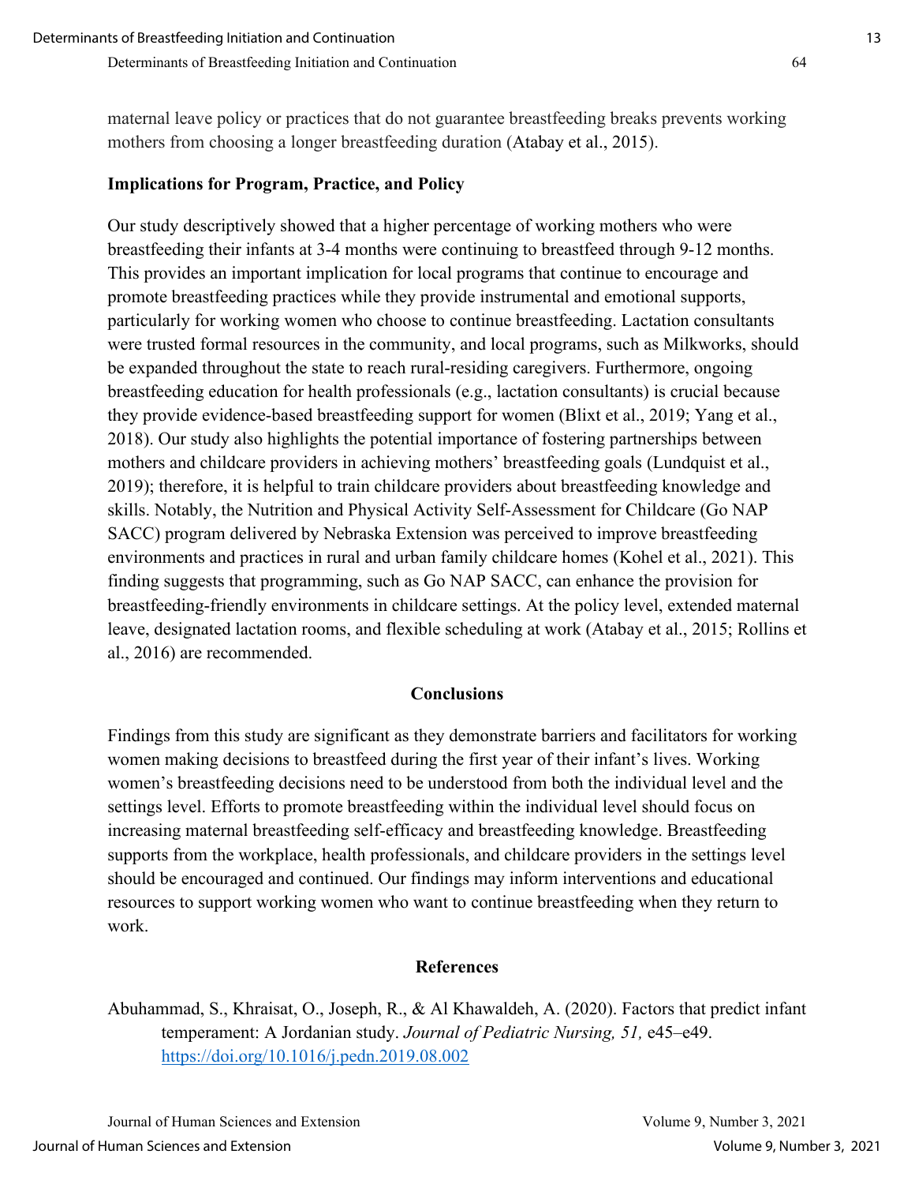maternal leave policy or practices that do not guarantee breastfeeding breaks prevents working mothers from choosing a longer breastfeeding duration (Atabay et al., 2015).

### Implications for Program, Practice, and Policy

Our study descriptively showed that a higher percentage of working mothers who were breastfeeding their infants at 3-4 months were continuing to breastfeed through 9-12 months. This provides an important implication for local programs that continue to encourage and promote breastfeeding practices while they provide instrumental and emotional supports, particularly for working women who choose to continue breastfeeding. Lactation consultants were trusted formal resources in the community, and local programs, such as Milkworks, should be expanded throughout the state to reach rural-residing caregivers. Furthermore, ongoing breastfeeding education for health professionals (e.g., lactation consultants) is crucial because they provide evidence-based breastfeeding support for women (Blixt et al., 2019; Yang et al., 2018). Our study also highlights the potential importance of fostering partnerships between mothers and childcare providers in achieving mothers' breastfeeding goals (Lundquist et al., 2019); therefore, it is helpful to train childcare providers about breastfeeding knowledge and skills. Notably, the Nutrition and Physical Activity Self-Assessment for Childcare (Go NAP SACC) program delivered by Nebraska Extension was perceived to improve breastfeeding environments and practices in rural and urban family childcare homes (Kohel et al., 2021). This finding suggests that programming, such as Go NAP SACC, can enhance the provision for breastfeeding-friendly environments in childcare settings. At the policy level, extended maternal leave, designated lactation rooms, and flexible scheduling at work (Atabay et al., 2015; Rollins et al., 2016) are recommended.

## Conclusions

Findings from this study are significant as they demonstrate barriers and facilitators for working women making decisions to breastfeed during the first year of their infant's lives. Working women's breastfeeding decisions need to be understood from both the individual level and the settings level. Efforts to promote breastfeeding within the individual level should focus on increasing maternal breastfeeding self-efficacy and breastfeeding knowledge. Breastfeeding supports from the workplace, health professionals, and childcare providers in the settings level should be encouraged and continued. Our findings may inform interventions and educational resources to support working women who want to continue breastfeeding when they return to work.

## References

Abuhammad, S., Khraisat, O., Joseph, R., & Al Khawaldeh, A. (2020). Factors that predict infant temperament: A Jordanian study. *Journal of Pediatric Nursing, 51,* e45–e49. https://doi.org/10.1016/j.pedn.2019.08.002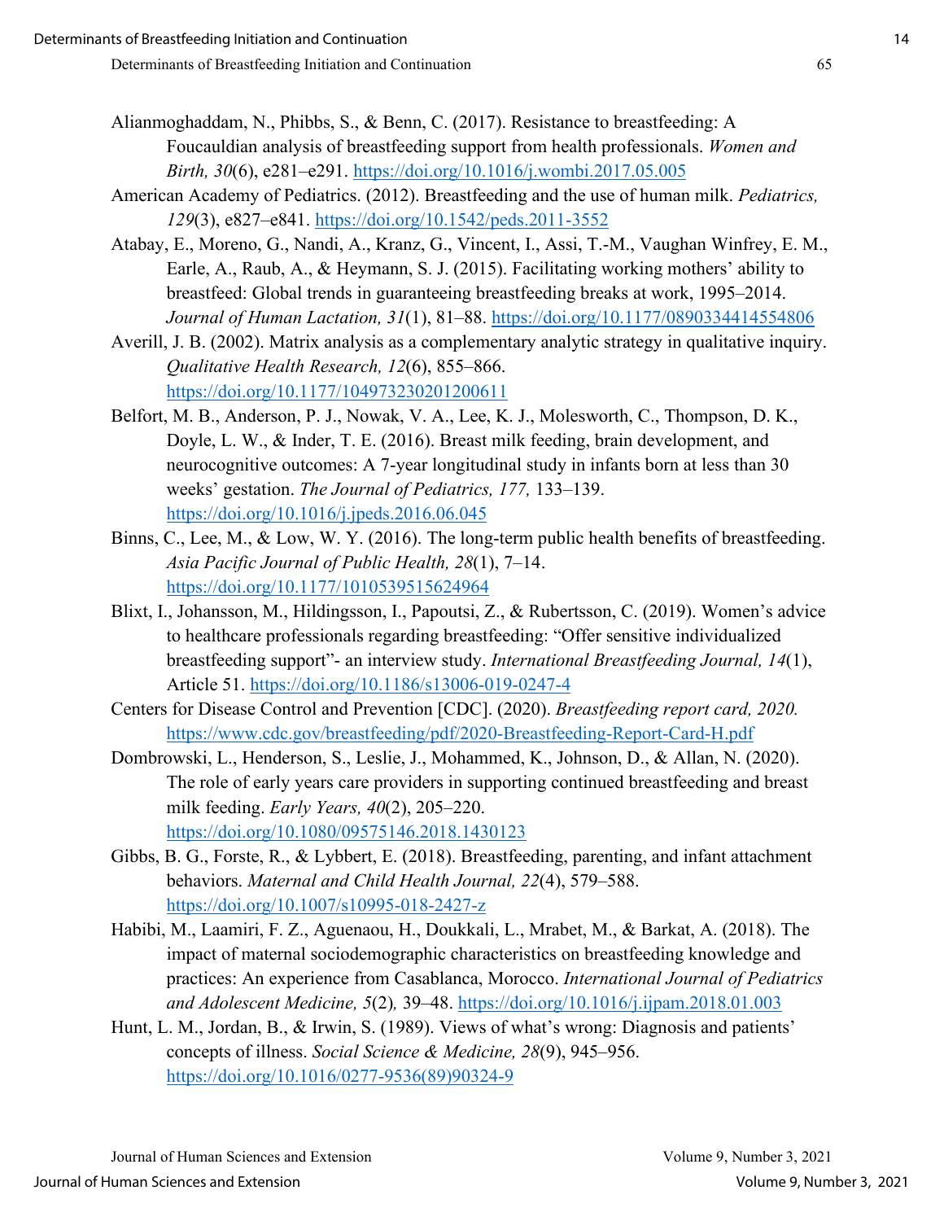Alianmoghaddam, N., Phibbs, S., & Benn, C. (2017). Resistance to breastfeeding: A Foucauldian analysis of breastfeeding support from health professionals. *Women and Birth, 30*(6), e281–e291. https://doi.org/10.1016/j.wombi.2017.05.005

American Academy of Pediatrics. (2012). Breastfeeding and the use of human milk. *Pediatrics, 129*(3), e827–e841. https://doi.org/10.1542/peds.2011-3552

Atabay, E., Moreno, G., Nandi, A., Kranz, G., Vincent, I., Assi, T.-M., Vaughan Winfrey, E. M., Earle, A., Raub, A., & Heymann, S. J. (2015). Facilitating working mothers' ability to breastfeed: Global trends in guaranteeing breastfeeding breaks at work, 1995–2014. *Journal of Human Lactation, 31*(1), 81–88. https://doi.org/10.1177/0890334414554806

Averill, J. B. (2002). Matrix analysis as a complementary analytic strategy in qualitative inquiry. *Qualitative Health Research, 12*(6), 855–866. https://doi.org/10.1177/104973230201200611

Belfort, M. B., Anderson, P. J., Nowak, V. A., Lee, K. J., Molesworth, C., Thompson, D. K., Doyle, L. W., & Inder, T. E. (2016). Breast milk feeding, brain development, and neurocognitive outcomes: A 7-year longitudinal study in infants born at less than 30 weeks' gestation. *The Journal of Pediatrics, 177,* 133–139. https://doi.org/10.1016/j.jpeds.2016.06.045

Binns, C., Lee, M., & Low, W. Y. (2016). The long-term public health benefits of breastfeeding. *Asia Pacific Journal of Public Health, 28*(1), 7–14. https://doi.org/10.1177/1010539515624964

Blixt, I., Johansson, M., Hildingsson, I., Papoutsi, Z., & Rubertsson, C. (2019). Women's advice to healthcare professionals regarding breastfeeding: "Offer sensitive individualized breastfeeding support"- an interview study. *International Breastfeeding Journal, 14*(1), Article 51. https://doi.org/10.1186/s13006-019-0247-4

Centers for Disease Control and Prevention [CDC]. (2020). *Breastfeeding report card, 2020.* https://www.cdc.gov/breastfeeding/pdf/2020-Breastfeeding-Report-Card-H.pdf

Dombrowski, L., Henderson, S., Leslie, J., Mohammed, K., Johnson, D., & Allan, N. (2020). The role of early years care providers in supporting continued breastfeeding and breast milk feeding. *Early Years, 40*(2), 205–220. https://doi.org/10.1080/09575146.2018.1430123

Gibbs, B. G., Forste, R., & Lybbert, E. (2018). Breastfeeding, parenting, and infant attachment behaviors. *Maternal and Child Health Journal, 22*(4), 579–588. https://doi.org/10.1007/s10995-018-2427-z

Habibi, M., Laamiri, F. Z., Aguenaou, H., Doukkali, L., Mrabet, M., & Barkat, A. (2018). The impact of maternal sociodemographic characteristics on breastfeeding knowledge and practices: An experience from Casablanca, Morocco. *International Journal of Pediatrics and Adolescent Medicine, 5*(2)*,* 39–48. https://doi.org/10.1016/j.ijpam.2018.01.003

Hunt, L. M., Jordan, B., & Irwin, S. (1989). Views of what's wrong: Diagnosis and patients' concepts of illness. *Social Science & Medicine, 28*(9), 945–956. https://doi.org/10.1016/0277-9536(89)90324-9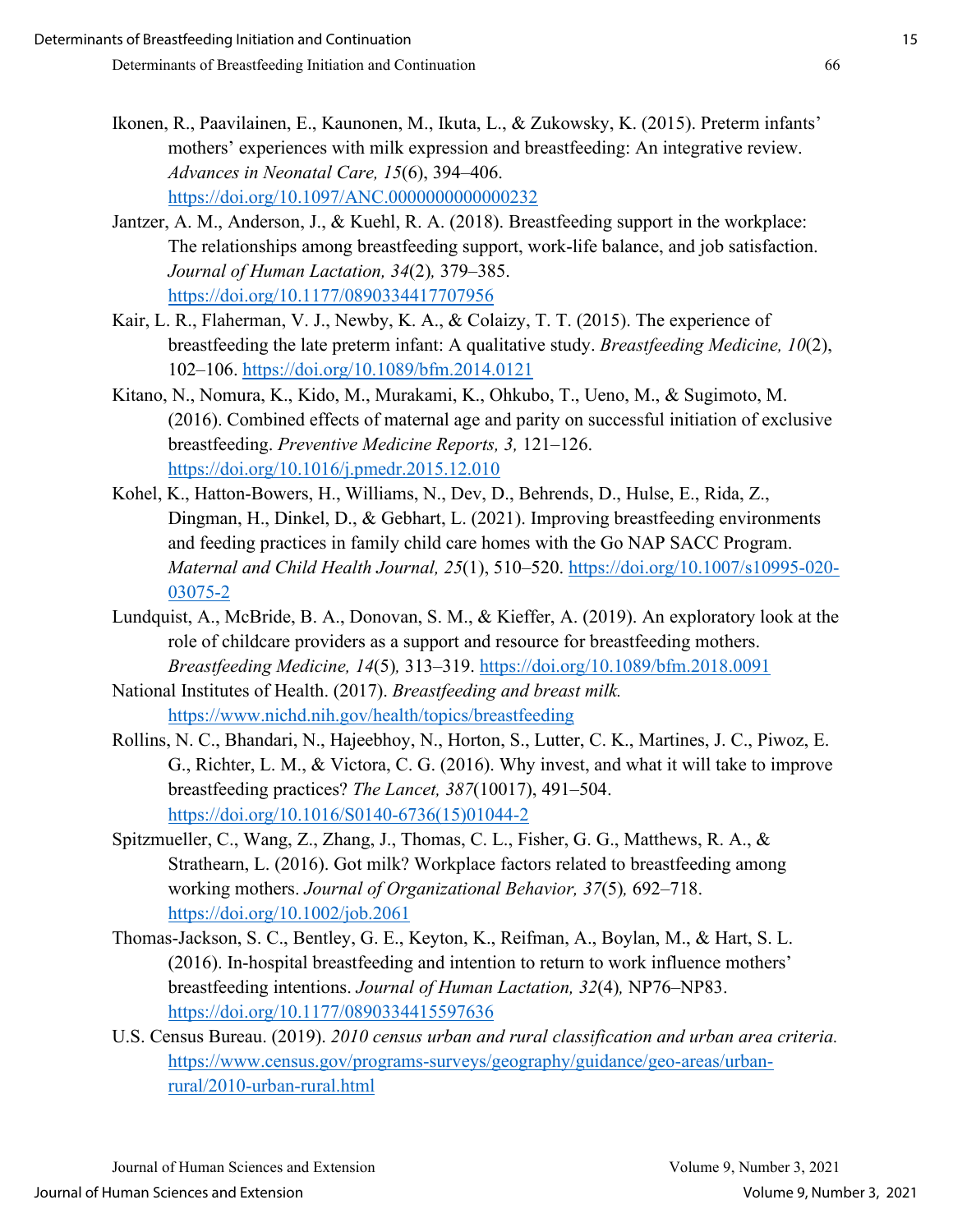Ikonen, R., Paavilainen, E., Kaunonen, M., Ikuta, L., & Zukowsky, K. (2015). Preterm infants' mothers' experiences with milk expression and breastfeeding: An integrative review. *Advances in Neonatal Care, 15*(6), 394–406. https://doi.org/10.1097/ANC.0000000000000232

Jantzer, A. M., Anderson, J., & Kuehl, R. A. (2018). Breastfeeding support in the workplace: The relationships among breastfeeding support, work-life balance, and job satisfaction. *Journal of Human Lactation, 34*(2), 379–385. https://doi.org/10.1177/0890334417707956

Kair, L. R., Flaherman, V. J., Newby, K. A., & Colaizy, T. T. (2015). The experience of breastfeeding the late preterm infant: A qualitative study. *Breastfeeding Medicine, 10*(2), 102–106. https://doi.org/10.1089/bfm.2014.0121

Kitano, N., Nomura, K., Kido, M., Murakami, K., Ohkubo, T., Ueno, M., & Sugimoto, M. (2016). Combined effects of maternal age and parity on successful initiation of exclusive breastfeeding. *Preventive Medicine Reports, 3,* 121–126. https://doi.org/10.1016/j.pmedr.2015.12.010

Kohel, K., Hatton-Bowers, H., Williams, N., Dev, D., Behrends, D., Hulse, E., Rida, Z., Dingman, H., Dinkel, D., & Gebhart, L. (2021). Improving breastfeeding environments and feeding practices in family child care homes with the Go NAP SACC Program. *Maternal and Child Health Journal, 25*(1), 510–520. https://doi.org/10.1007/s10995-020-03075-2

Lundquist, A., McBride, B. A., Donovan, S. M., & Kieffer, A. (2019). An exploratory look at the role of childcare providers as a support and resource for breastfeeding mothers. *Breastfeeding Medicine, 14*(5), 313–319. https://doi.org/10.1089/bfm.2018.0091

National Institutes of Health. (2017). *Breastfeeding and breast milk.* https://www.nichd.nih.gov/health/topics/breastfeeding

Rollins, N. C., Bhandari, N., Hajeebhoy, N., Horton, S., Lutter, C. K., Martines, J. C., Piwoz, E. G., Richter, L. M., & Victora, C. G. (2016). Why invest, and what it will take to improve breastfeeding practices? *The Lancet, 387*(10017), 491–504. https://doi.org/10.1016/S0140-6736(15)01044-2

Spitzmueller, C., Wang, Z., Zhang, J., Thomas, C. L., Fisher, G. G., Matthews, R. A., & Strathearn, L. (2016). Got milk? Workplace factors related to breastfeeding among working mothers. *Journal of Organizational Behavior, 37*(5), 692–718. https://doi.org/10.1002/job.2061

Thomas-Jackson, S. C., Bentley, G. E., Keyton, K., Reifman, A., Boylan, M., & Hart, S. L. (2016). In-hospital breastfeeding and intention to return to work influence mothers' breastfeeding intentions. *Journal of Human Lactation, 32*(4), NP76–NP83. https://doi.org/10.1177/0890334415597636

U.S. Census Bureau. (2019). *2010 census urban and rural classification and urban area criteria.* https://www.census.gov/programs-surveys/geography/guidance/geo-areas/urban-rural/2010-urban-rural.html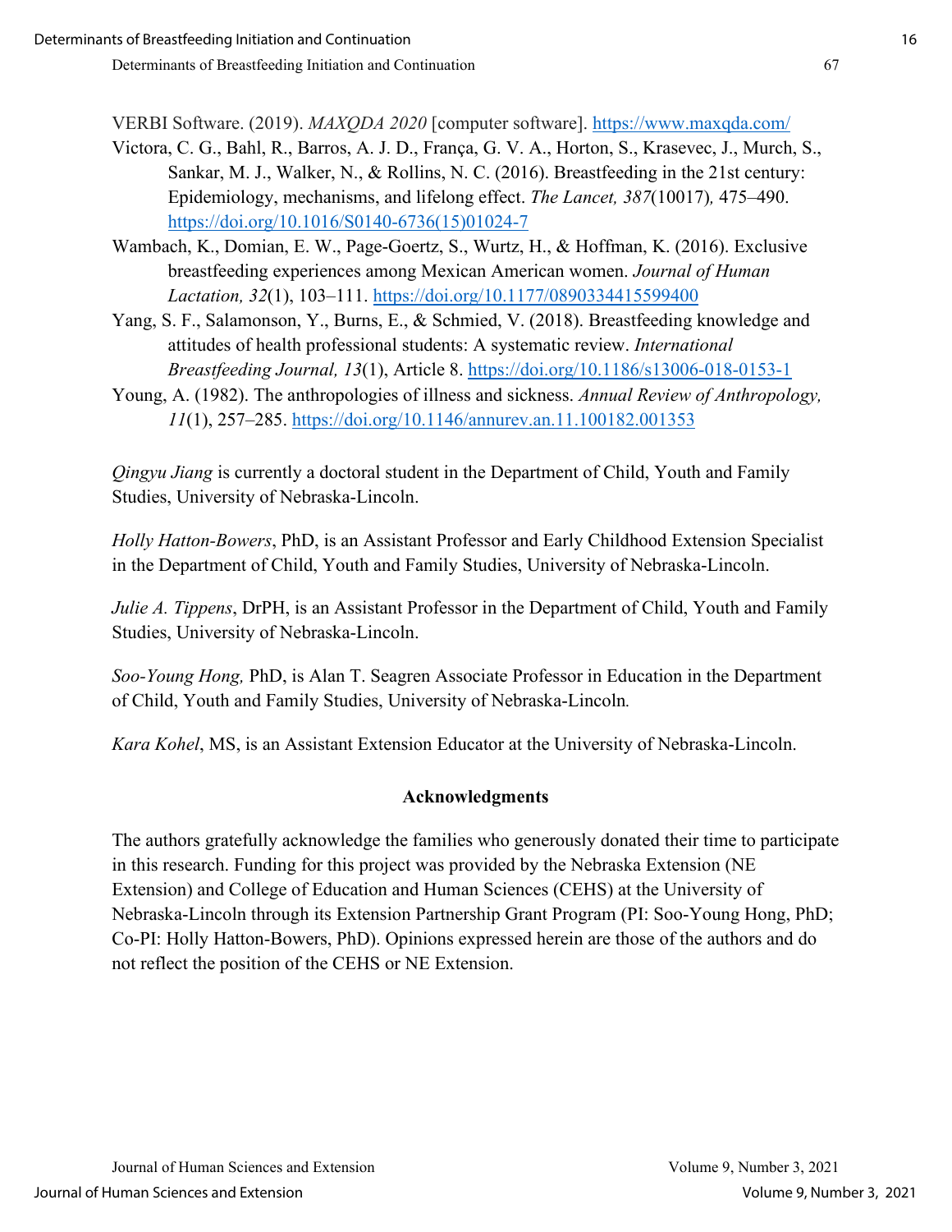VERBI Software. (2019). *MAXQDA 2020* [computer software]. https://www.maxqda.com/

Victora, C. G., Bahl, R., Barros, A. J. D., França, G. V. A., Horton, S., Krasevec, J., Murch, S., Sankar, M. J., Walker, N., & Rollins, N. C. (2016). Breastfeeding in the 21st century: Epidemiology, mechanisms, and lifelong effect. *The Lancet, 387*(10017), 475–490. https://doi.org/10.1016/S0140-6736(15)01024-7

Wambach, K., Domian, E. W., Page-Goertz, S., Wurtz, H., & Hoffman, K. (2016). Exclusive breastfeeding experiences among Mexican American women. *Journal of Human Lactation, 32*(1), 103–111. https://doi.org/10.1177/0890334415599400

Yang, S. F., Salamonson, Y., Burns, E., & Schmied, V. (2018). Breastfeeding knowledge and attitudes of health professional students: A systematic review. *International Breastfeeding Journal, 13*(1), Article 8. https://doi.org/10.1186/s13006-018-0153-1

Young, A. (1982). The anthropologies of illness and sickness. *Annual Review of Anthropology, 11*(1), 257–285. https://doi.org/10.1146/annurev.an.11.100182.001353

*Qingyu Jiang* is currently a doctoral student in the Department of Child, Youth and Family Studies, University of Nebraska-Lincoln.

*Holly Hatton-Bowers*, PhD, is an Assistant Professor and Early Childhood Extension Specialist in the Department of Child, Youth and Family Studies, University of Nebraska-Lincoln.

*Julie A. Tippens*, DrPH, is an Assistant Professor in the Department of Child, Youth and Family Studies, University of Nebraska-Lincoln.

*Soo-Young Hong,* PhD, is Alan T. Seagren Associate Professor in Education in the Department of Child, Youth and Family Studies, University of Nebraska-Lincoln.

*Kara Kohel*, MS, is an Assistant Extension Educator at the University of Nebraska-Lincoln.

## Acknowledgments

The authors gratefully acknowledge the families who generously donated their time to participate in this research. Funding for this project was provided by the Nebraska Extension (NE Extension) and College of Education and Human Sciences (CEHS) at the University of Nebraska-Lincoln through its Extension Partnership Grant Program (PI: Soo-Young Hong, PhD; Co-PI: Holly Hatton-Bowers, PhD). Opinions expressed herein are those of the authors and do not reflect the position of the CEHS or NE Extension.